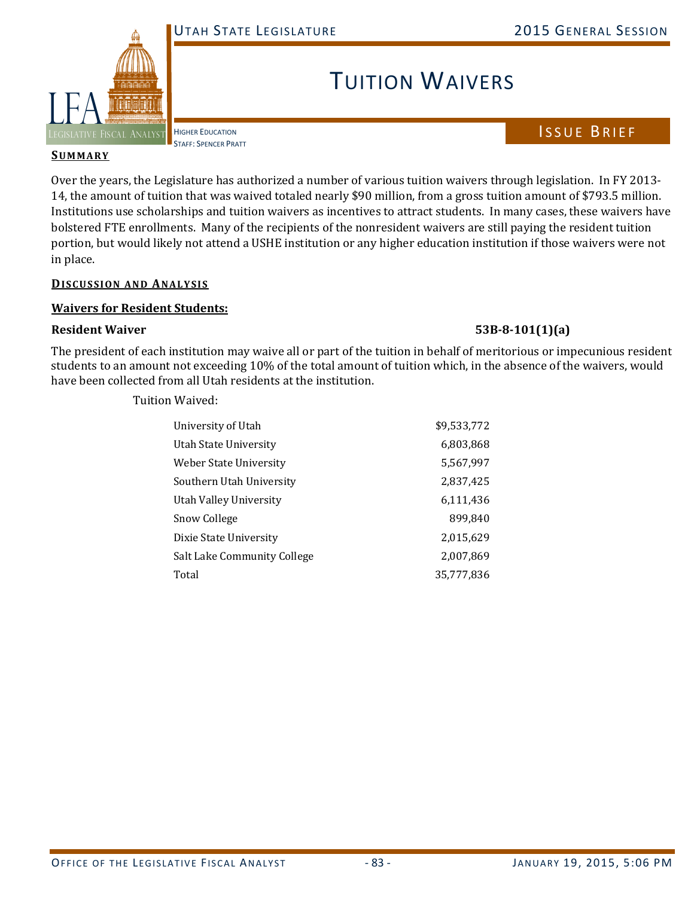# Tuition Waivers

Higher Education
Staff: Spencer Pratt

Issue Brief

## Summary

Over the years, the Legislature has authorized a number of various tuition waivers through legislation. In FY 2013-14, the amount of tuition that was waived totaled nearly $90 million, from a gross tuition amount of $793.5 million. Institutions use scholarships and tuition waivers as incentives to attract students. In many cases, these waivers have bolstered FTE enrollments. Many of the recipients of the nonresident waivers are still paying the resident tuition portion, but would likely not attend a USHE institution or any higher education institution if those waivers were not in place.

## Discussion and Analysis

### Waivers for Resident Students:

**Resident Waiver** **53B-8-101(1)(a)**

The president of each institution may waive all or part of the tuition in behalf of meritorious or impecunious resident students to an amount not exceeding 10% of the total amount of tuition which, in the absence of the waivers, would have been collected from all Utah residents at the institution.

Tuition Waived:

| Institution | Amount |
|---|---|
| University of Utah | $9,533,772 |
| Utah State University | 6,803,868 |
| Weber State University | 5,567,997 |
| Southern Utah University | 2,837,425 |
| Utah Valley University | 6,111,436 |
| Snow College | 899,840 |
| Dixie State University | 2,015,629 |
| Salt Lake Community College | 2,007,869 |
| Total | 35,777,836 |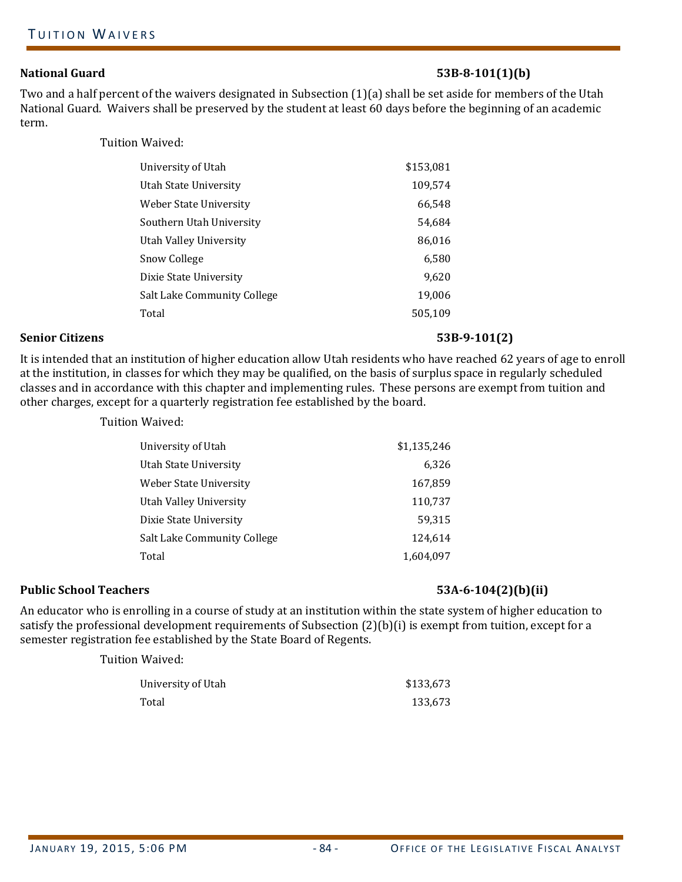### National Guard — 53B-8-101(1)(b)

Two and a half percent of the waivers designated in Subsection (1)(a) shall be set aside for members of the Utah National Guard. Waivers shall be preserved by the student at least 60 days before the beginning of an academic term.

Tuition Waived:

| Institution | Amount |
|---|---|
| University of Utah | $153,081 |
| Utah State University | 109,574 |
| Weber State University | 66,548 |
| Southern Utah University | 54,684 |
| Utah Valley University | 86,016 |
| Snow College | 6,580 |
| Dixie State University | 9,620 |
| Salt Lake Community College | 19,006 |
| Total | 505,109 |

### Senior Citizens — 53B-9-101(2)

It is intended that an institution of higher education allow Utah residents who have reached 62 years of age to enroll at the institution, in classes for which they may be qualified, on the basis of surplus space in regularly scheduled classes and in accordance with this chapter and implementing rules. These persons are exempt from tuition and other charges, except for a quarterly registration fee established by the board.

Tuition Waived:

| Institution | Amount |
|---|---|
| University of Utah | $1,135,246 |
| Utah State University | 6,326 |
| Weber State University | 167,859 |
| Utah Valley University | 110,737 |
| Dixie State University | 59,315 |
| Salt Lake Community College | 124,614 |
| Total | 1,604,097 |

### Public School Teachers — 53A-6-104(2)(b)(ii)

An educator who is enrolling in a course of study at an institution within the state system of higher education to satisfy the professional development requirements of Subsection (2)(b)(i) is exempt from tuition, except for a semester registration fee established by the State Board of Regents.

Tuition Waived:

| Institution | Amount |
|---|---|
| University of Utah | $133,673 |
| Total | 133,673 |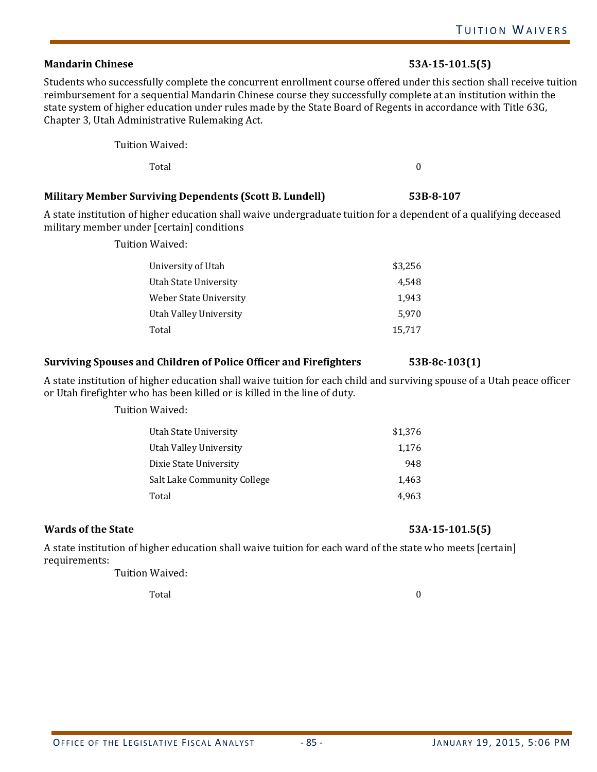**Mandarin Chinese** **53A-15-101.5(5)**

Students who successfully complete the concurrent enrollment course offered under this section shall receive tuition reimbursement for a sequential Mandarin Chinese course they successfully complete at an institution within the state system of higher education under rules made by the State Board of Regents in accordance with Title 63G, Chapter 3, Utah Administrative Rulemaking Act.

Tuition Waived:

| | |
|---|---|
| Total | 0 |

**Military Member Surviving Dependents (Scott B. Lundell)** **53B-8-107**

A state institution of higher education shall waive undergraduate tuition for a dependent of a qualifying deceased military member under [certain] conditions

Tuition Waived:

| | |
|---|---|
| University of Utah | $3,256 |
| Utah State University | 4,548 |
| Weber State University | 1,943 |
| Utah Valley University | 5,970 |
| Total | 15,717 |

**Surviving Spouses and Children of Police Officer and Firefighters** **53B-8c-103(1)**

A state institution of higher education shall waive tuition for each child and surviving spouse of a Utah peace officer or Utah firefighter who has been killed or is killed in the line of duty.

Tuition Waived:

| | |
|---|---|
| Utah State University | $1,376 |
| Utah Valley University | 1,176 |
| Dixie State University | 948 |
| Salt Lake Community College | 1,463 |
| Total | 4,963 |

**Wards of the State** **53A-15-101.5(5)**

A state institution of higher education shall waive tuition for each ward of the state who meets [certain] requirements:

Tuition Waived:

| | |
|---|---|
| Total | 0 |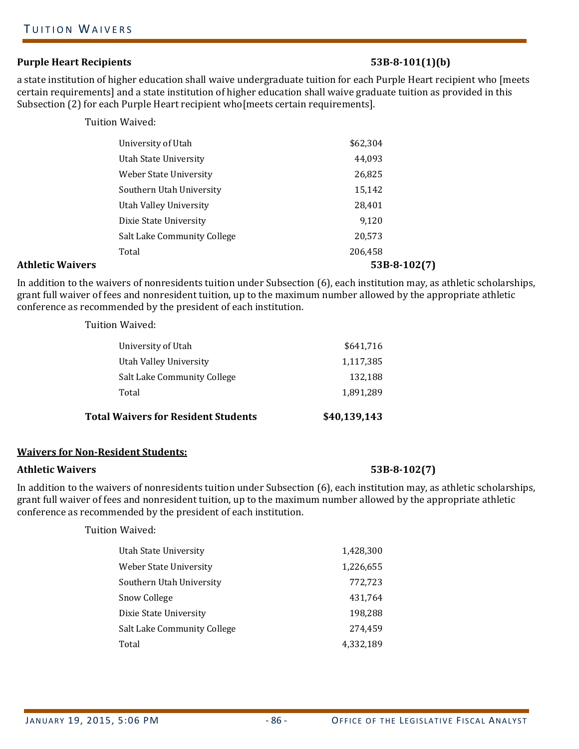**Purple Heart Recipients** **53B-8-101(1)(b)**

a state institution of higher education shall waive undergraduate tuition for each Purple Heart recipient who [meets certain requirements] and a state institution of higher education shall waive graduate tuition as provided in this Subsection (2) for each Purple Heart recipient who[meets certain requirements].

Tuition Waived:

| | |
|---|---|
| University of Utah | $62,304 |
| Utah State University | 44,093 |
| Weber State University | 26,825 |
| Southern Utah University | 15,142 |
| Utah Valley University | 28,401 |
| Dixie State University | 9,120 |
| Salt Lake Community College | 20,573 |
| Total | 206,458 |

**Athletic Waivers** **53B-8-102(7)**

In addition to the waivers of nonresidents tuition under Subsection (6), each institution may, as athletic scholarships, grant full waiver of fees and nonresident tuition, up to the maximum number allowed by the appropriate athletic conference as recommended by the president of each institution.

Tuition Waived:

| | |
|---|---|
| University of Utah | $641,716 |
| Utah Valley University | 1,117,385 |
| Salt Lake Community College | 132,188 |
| Total | 1,891,289 |

| | |
|---|---|
| **Total Waivers for Resident Students** | **$40,139,143** |

**<u>Waivers for Non-Resident Students:</u>**

**Athletic Waivers** **53B-8-102(7)**

In addition to the waivers of nonresidents tuition under Subsection (6), each institution may, as athletic scholarships, grant full waiver of fees and nonresident tuition, up to the maximum number allowed by the appropriate athletic conference as recommended by the president of each institution.

Tuition Waived:

| | |
|---|---|
| Utah State University | 1,428,300 |
| Weber State University | 1,226,655 |
| Southern Utah University | 772,723 |
| Snow College | 431,764 |
| Dixie State University | 198,288 |
| Salt Lake Community College | 274,459 |
| Total | 4,332,189 |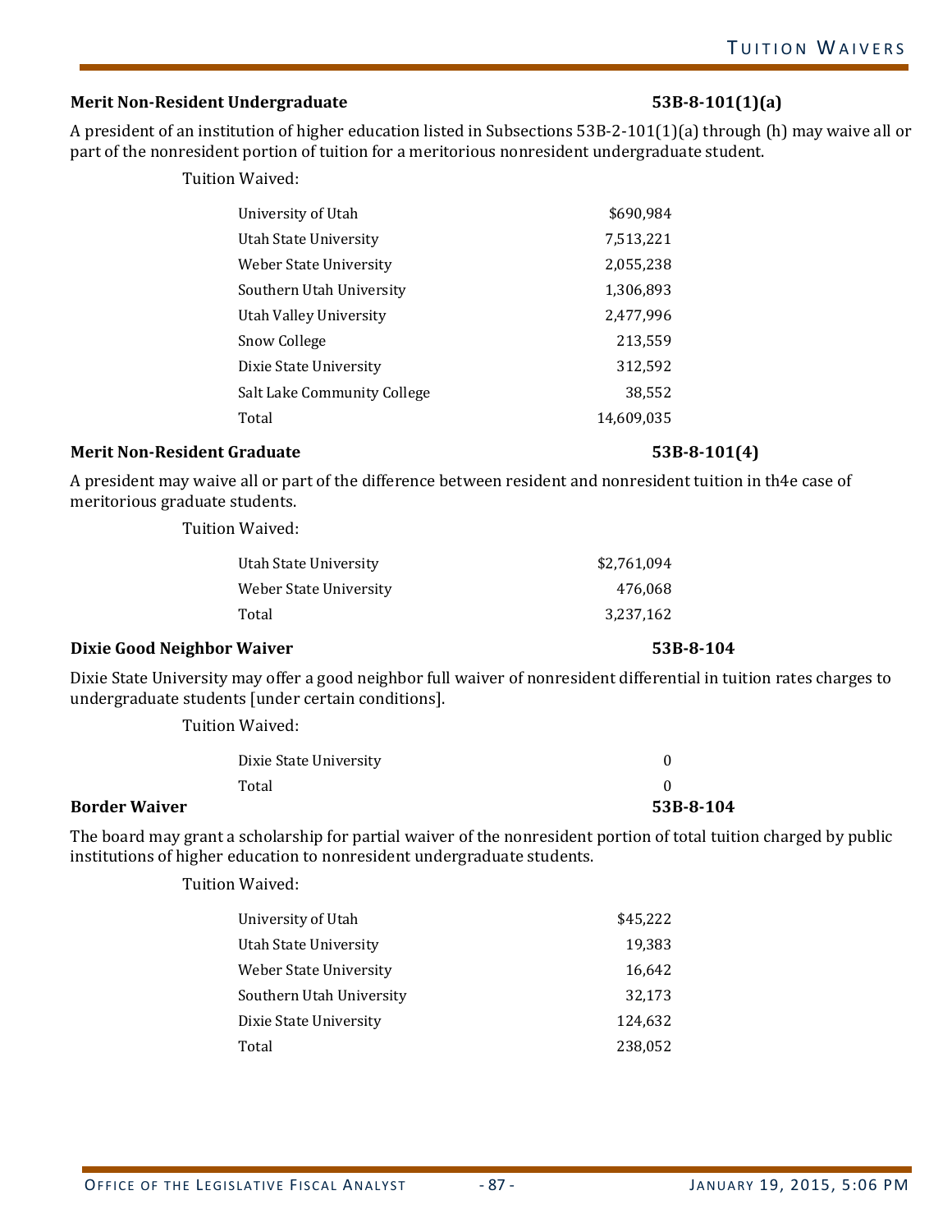### Merit Non-Resident Undergraduate — 53B-8-101(1)(a)

A president of an institution of higher education listed in Subsections 53B-2-101(1)(a) through (h) may waive all or part of the nonresident portion of tuition for a meritorious nonresident undergraduate student.

Tuition Waived:

| Institution | Amount |
|---|---|
| University of Utah | $690,984 |
| Utah State University | 7,513,221 |
| Weber State University | 2,055,238 |
| Southern Utah University | 1,306,893 |
| Utah Valley University | 2,477,996 |
| Snow College | 213,559 |
| Dixie State University | 312,592 |
| Salt Lake Community College | 38,552 |
| Total | 14,609,035 |

### Merit Non-Resident Graduate — 53B-8-101(4)

A president may waive all or part of the difference between resident and nonresident tuition in th4e case of meritorious graduate students.

Tuition Waived:

| Institution | Amount |
|---|---|
| Utah State University | $2,761,094 |
| Weber State University | 476,068 |
| Total | 3,237,162 |

### Dixie Good Neighbor Waiver — 53B-8-104

Dixie State University may offer a good neighbor full waiver of nonresident differential in tuition rates charges to undergraduate students [under certain conditions].

Tuition Waived:

| Institution | Amount |
|---|---|
| Dixie State University | 0 |
| Total | 0 |

### Border Waiver — 53B-8-104

The board may grant a scholarship for partial waiver of the nonresident portion of total tuition charged by public institutions of higher education to nonresident undergraduate students.

Tuition Waived:

| Institution | Amount |
|---|---|
| University of Utah | $45,222 |
| Utah State University | 19,383 |
| Weber State University | 16,642 |
| Southern Utah University | 32,173 |
| Dixie State University | 124,632 |
| Total | 238,052 |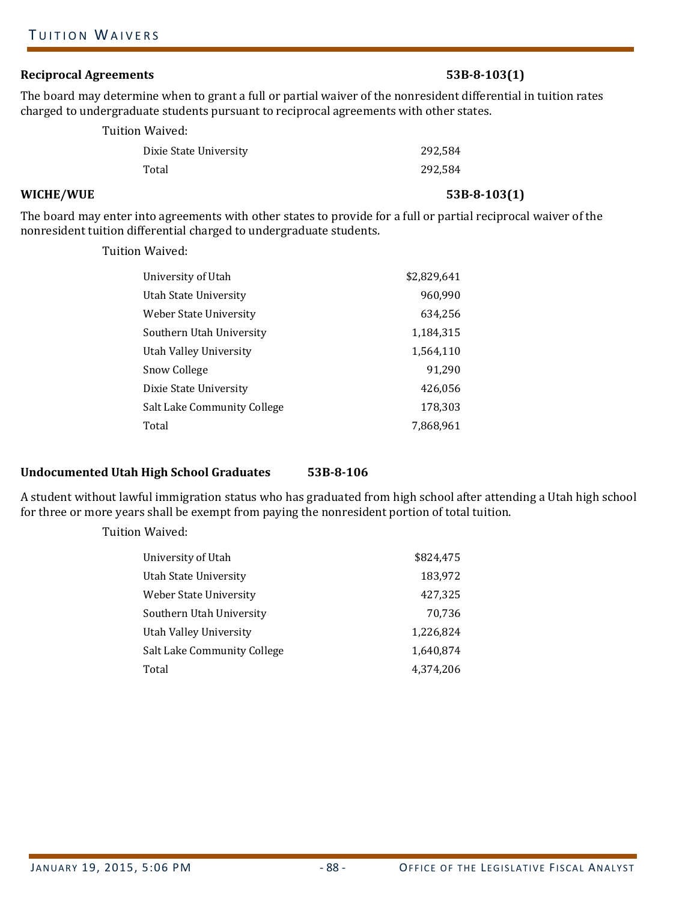**Reciprocal Agreements** **53B-8-103(1)**

The board may determine when to grant a full or partial waiver of the nonresident differential in tuition rates charged to undergraduate students pursuant to reciprocal agreements with other states.

Tuition Waived:

| | |
|---|---|
| Dixie State University | 292,584 |
| Total | 292,584 |

**WICHE/WUE** **53B-8-103(1)**

The board may enter into agreements with other states to provide for a full or partial reciprocal waiver of the nonresident tuition differential charged to undergraduate students.

Tuition Waived:

| | |
|---|---|
| University of Utah | $2,829,641 |
| Utah State University | 960,990 |
| Weber State University | 634,256 |
| Southern Utah University | 1,184,315 |
| Utah Valley University | 1,564,110 |
| Snow College | 91,290 |
| Dixie State University | 426,056 |
| Salt Lake Community College | 178,303 |
| Total | 7,868,961 |

**Undocumented Utah High School Graduates** **53B-8-106**

A student without lawful immigration status who has graduated from high school after attending a Utah high school for three or more years shall be exempt from paying the nonresident portion of total tuition.

Tuition Waived:

| | |
|---|---|
| University of Utah | $824,475 |
| Utah State University | 183,972 |
| Weber State University | 427,325 |
| Southern Utah University | 70,736 |
| Utah Valley University | 1,226,824 |
| Salt Lake Community College | 1,640,874 |
| Total | 4,374,206 |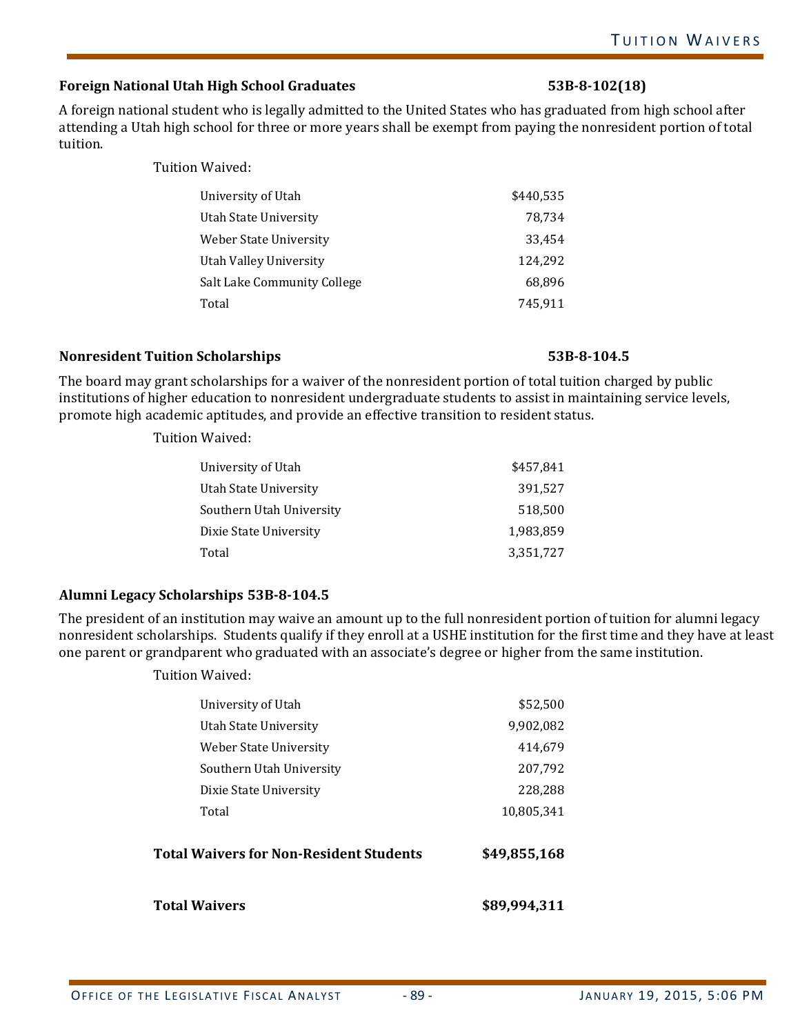**Foreign National Utah High School Graduates** **53B-8-102(18)**

A foreign national student who is legally admitted to the United States who has graduated from high school after attending a Utah high school for three or more years shall be exempt from paying the nonresident portion of total tuition.

Tuition Waived:

| Institution | Amount |
|---|---|
| University of Utah | $440,535 |
| Utah State University | 78,734 |
| Weber State University | 33,454 |
| Utah Valley University | 124,292 |
| Salt Lake Community College | 68,896 |
| Total | 745,911 |

**Nonresident Tuition Scholarships** **53B-8-104.5**

The board may grant scholarships for a waiver of the nonresident portion of total tuition charged by public institutions of higher education to nonresident undergraduate students to assist in maintaining service levels, promote high academic aptitudes, and provide an effective transition to resident status.

Tuition Waived:

| Institution | Amount |
|---|---|
| University of Utah | $457,841 |
| Utah State University | 391,527 |
| Southern Utah University | 518,500 |
| Dixie State University | 1,983,859 |
| Total | 3,351,727 |

**Alumni Legacy Scholarships 53B-8-104.5**

The president of an institution may waive an amount up to the full nonresident portion of tuition for alumni legacy nonresident scholarships. Students qualify if they enroll at a USHE institution for the first time and they have at least one parent or grandparent who graduated with an associate's degree or higher from the same institution.

Tuition Waived:

| Institution | Amount |
|---|---|
| University of Utah | $52,500 |
| Utah State University | 9,902,082 |
| Weber State University | 414,679 |
| Southern Utah University | 207,792 |
| Dixie State University | 228,288 |
| Total | 10,805,341 |

| | |
|---|---|
| **Total Waivers for Non-Resident Students** | **$49,855,168** |
| **Total Waivers** | **$89,994,311** |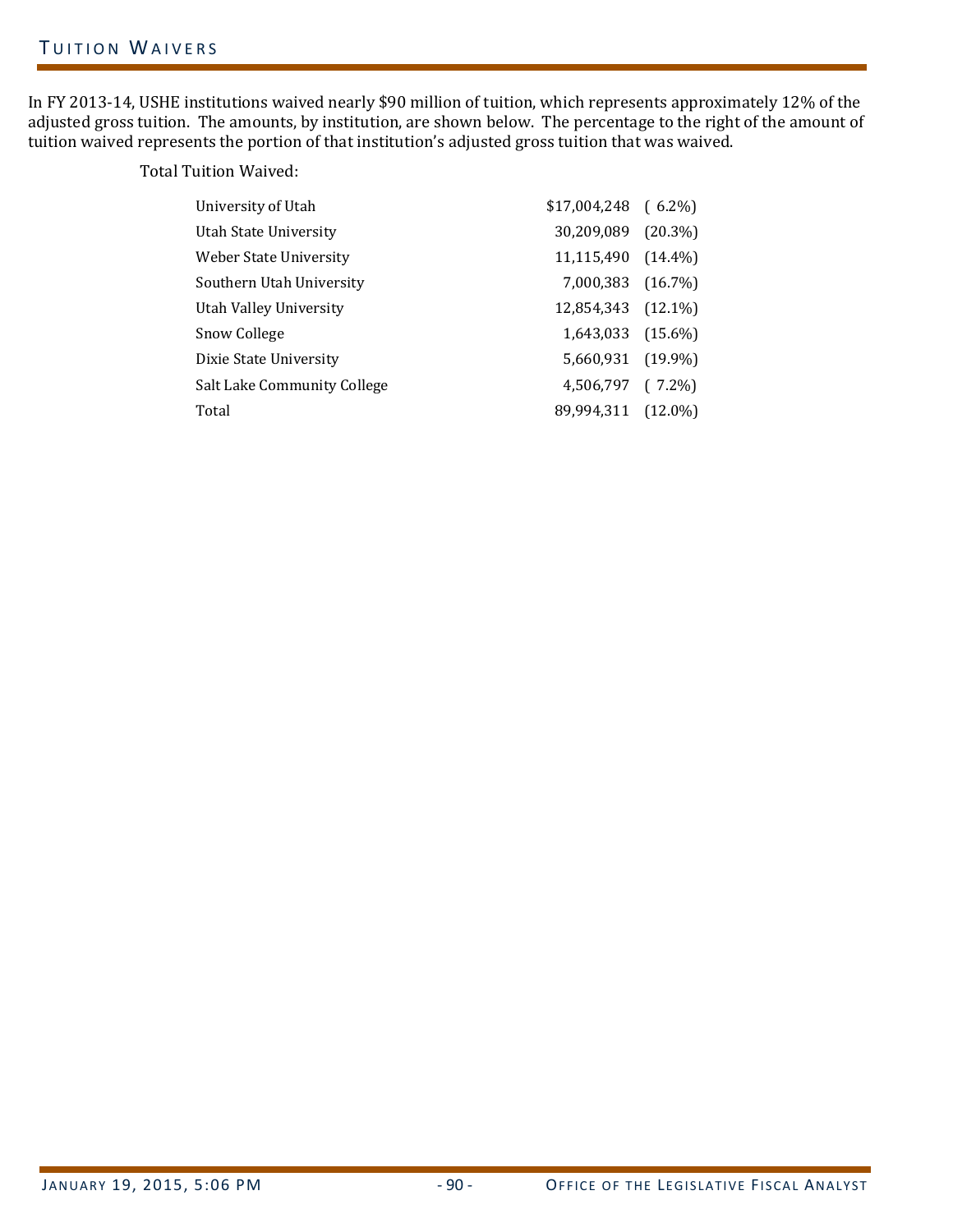## Tuition Waivers

In FY 2013-14, USHE institutions waived nearly $90 million of tuition, which represents approximately 12% of the adjusted gross tuition. The amounts, by institution, are shown below. The percentage to the right of the amount of tuition waived represents the portion of that institution's adjusted gross tuition that was waived.

Total Tuition Waived:

| | | |
|---|---|---|
| University of Utah | $17,004,248 | ( 6.2%) |
| Utah State University | 30,209,089 | (20.3%) |
| Weber State University | 11,115,490 | (14.4%) |
| Southern Utah University | 7,000,383 | (16.7%) |
| Utah Valley University | 12,854,343 | (12.1%) |
| Snow College | 1,643,033 | (15.6%) |
| Dixie State University | 5,660,931 | (19.9%) |
| Salt Lake Community College | 4,506,797 | ( 7.2%) |
| Total | 89,994,311 | (12.0%) |